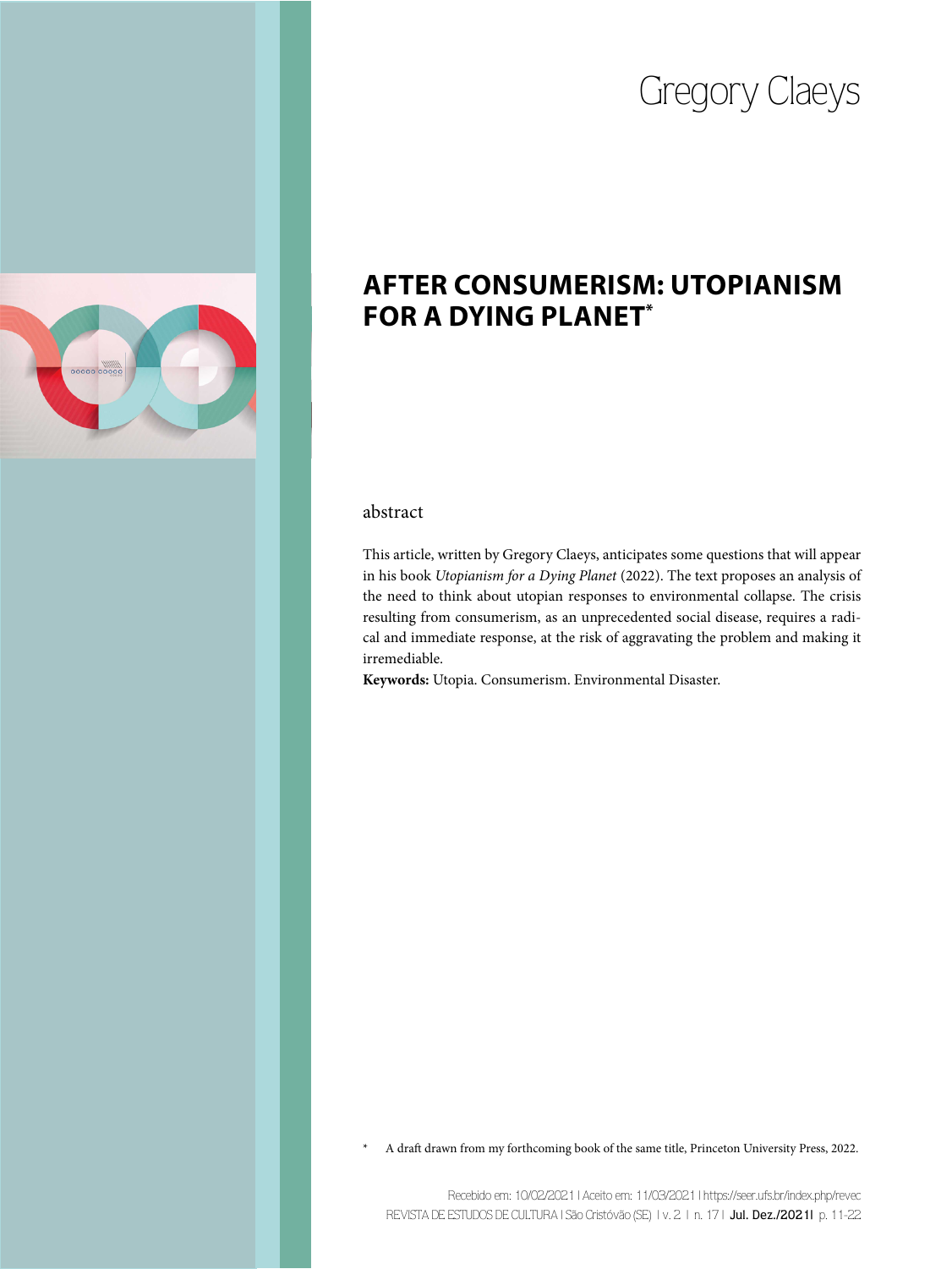Gregory Claeys

# AFTER CONSUMERISM: UTOPIANISM FOR A DYING PLANET*

## abstract

This article, written by Gregory Claeys, anticipates some questions that will appear in his book *Utopianism for a Dying Planet* (2022). The text proposes an analysis of the need to think about utopian responses to environmental collapse. The crisis resulting from consumerism, as an unprecedented social disease, requires a radical and immediate response, at the risk of aggravating the problem and making it irremediable.

**Keywords:** Utopia. Consumerism. Environmental Disaster.

\* A draft drawn from my forthcoming book of the same title, Princeton University Press, 2022.

Recebido em: 10/02/2021 | Aceito em: 11/03/2021 | https://seer.ufs.br/index.php/revec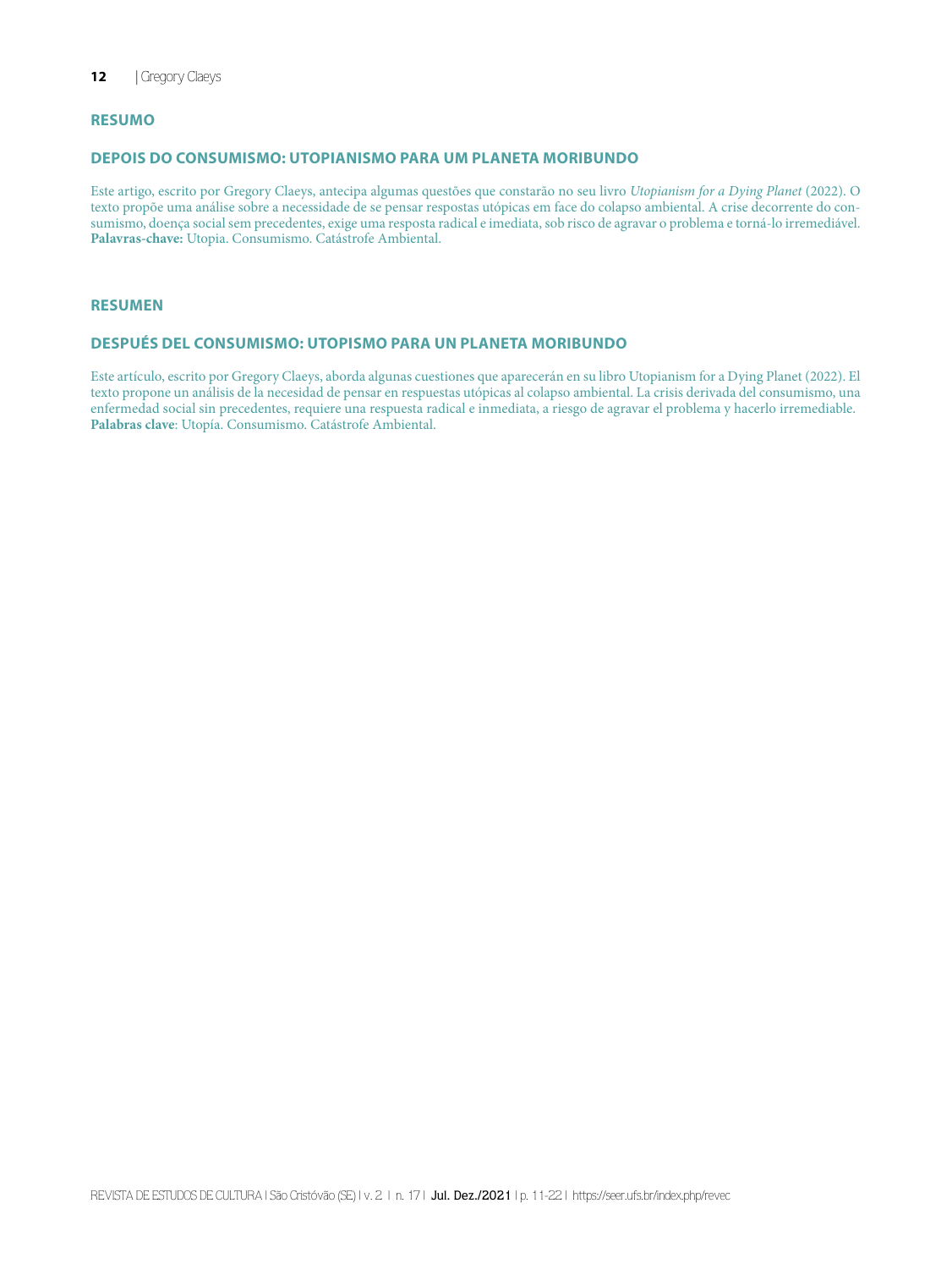## RESUMO

### DEPOIS DO CONSUMISMO: UTOPIANISMO PARA UM PLANETA MORIBUNDO

Este artigo, escrito por Gregory Claeys, antecipa algumas questões que constarão no seu livro *Utopianism for a Dying Planet* (2022). O texto propõe uma análise sobre a necessidade de se pensar respostas utópicas em face do colapso ambiental. A crise decorrente do consumismo, doença social sem precedentes, exige uma resposta radical e imediata, sob risco de agravar o problema e torná-lo irremediável.
**Palavras-chave:** Utopia. Consumismo. Catástrofe Ambiental.

## RESUMEN

### DESPUÉS DEL CONSUMISMO: UTOPISMO PARA UN PLANETA MORIBUNDO

Este artículo, escrito por Gregory Claeys, aborda algunas cuestiones que aparecerán en su libro Utopianism for a Dying Planet (2022). El texto propone un análisis de la necesidad de pensar en respuestas utópicas al colapso ambiental. La crisis derivada del consumismo, una enfermedad social sin precedentes, requiere una respuesta radical e inmediata, a riesgo de agravar el problema y hacerlo irremediable.
**Palabras clave**: Utopía. Consumismo. Catástrofe Ambiental.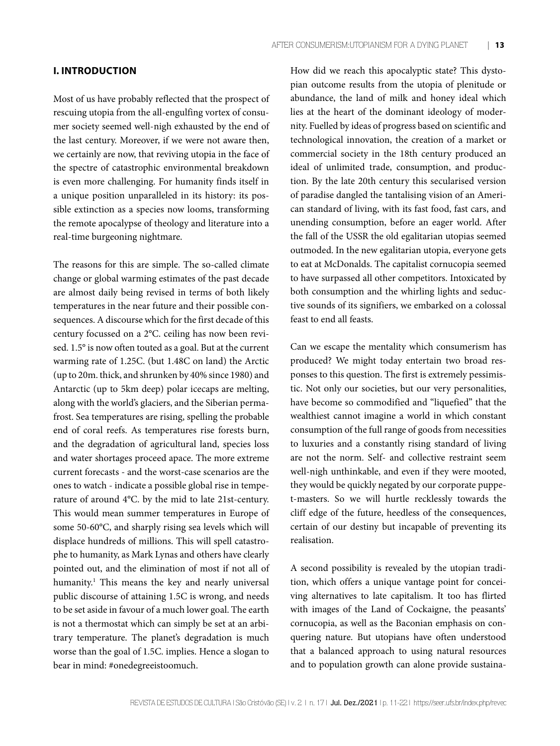## I. INTRODUCTION

Most of us have probably reflected that the prospect of rescuing utopia from the all-engulfing vortex of consumer society seemed well-nigh exhausted by the end of the last century. Moreover, if we were not aware then, we certainly are now, that reviving utopia in the face of the spectre of catastrophic environmental breakdown is even more challenging. For humanity finds itself in a unique position unparalleled in its history: its possible extinction as a species now looms, transforming the remote apocalypse of theology and literature into a real-time burgeoning nightmare.

The reasons for this are simple. The so-called climate change or global warming estimates of the past decade are almost daily being revised in terms of both likely temperatures in the near future and their possible consequences. A discourse which for the first decade of this century focussed on a 2°C. ceiling has now been revised. 1.5° is now often touted as a goal. But at the current warming rate of 1.25C. (but 1.48C on land) the Arctic (up to 20m. thick, and shrunken by 40% since 1980) and Antarctic (up to 5km deep) polar icecaps are melting, along with the world's glaciers, and the Siberian permafrost. Sea temperatures are rising, spelling the probable end of coral reefs. As temperatures rise forests burn, and the degradation of agricultural land, species loss and water shortages proceed apace. The more extreme current forecasts - and the worst-case scenarios are the ones to watch - indicate a possible global rise in temperature of around 4°C. by the mid to late 21st-century. This would mean summer temperatures in Europe of some 50-60°C, and sharply rising sea levels which will displace hundreds of millions. This will spell catastrophe to humanity, as Mark Lynas and others have clearly pointed out, and the elimination of most if not all of humanity.[1] This means the key and nearly universal public discourse of attaining 1.5C is wrong, and needs to be set aside in favour of a much lower goal. The earth is not a thermostat which can simply be set at an arbitrary temperature. The planet's degradation is much worse than the goal of 1.5C. implies. Hence a slogan to bear in mind: #onedegreeistoomuch.

How did we reach this apocalyptic state? This dystopian outcome results from the utopia of plenitude or abundance, the land of milk and honey ideal which lies at the heart of the dominant ideology of modernity. Fuelled by ideas of progress based on scientific and technological innovation, the creation of a market or commercial society in the 18th century produced an ideal of unlimited trade, consumption, and production. By the late 20th century this secularised version of paradise dangled the tantalising vision of an American standard of living, with its fast food, fast cars, and unending consumption, before an eager world. After the fall of the USSR the old egalitarian utopias seemed outmoded. In the new egalitarian utopia, everyone gets to eat at McDonalds. The capitalist cornucopia seemed to have surpassed all other competitors. Intoxicated by both consumption and the whirling lights and seductive sounds of its signifiers, we embarked on a colossal feast to end all feasts.

Can we escape the mentality which consumerism has produced? We might today entertain two broad responses to this question. The first is extremely pessimistic. Not only our societies, but our very personalities, have become so commodified and "liquefied" that the wealthiest cannot imagine a world in which constant consumption of the full range of goods from necessities to luxuries and a constantly rising standard of living are not the norm. Self- and collective restraint seem well-nigh unthinkable, and even if they were mooted, they would be quickly negated by our corporate puppet-masters. So we will hurtle recklessly towards the cliff edge of the future, heedless of the consequences, certain of our destiny but incapable of preventing its realisation.

A second possibility is revealed by the utopian tradition, which offers a unique vantage point for conceiving alternatives to late capitalism. It too has flirted with images of the Land of Cockaigne, the peasants' cornucopia, as well as the Baconian emphasis on conquering nature. But utopians have often understood that a balanced approach to using natural resources and to population growth can alone provide sustaina-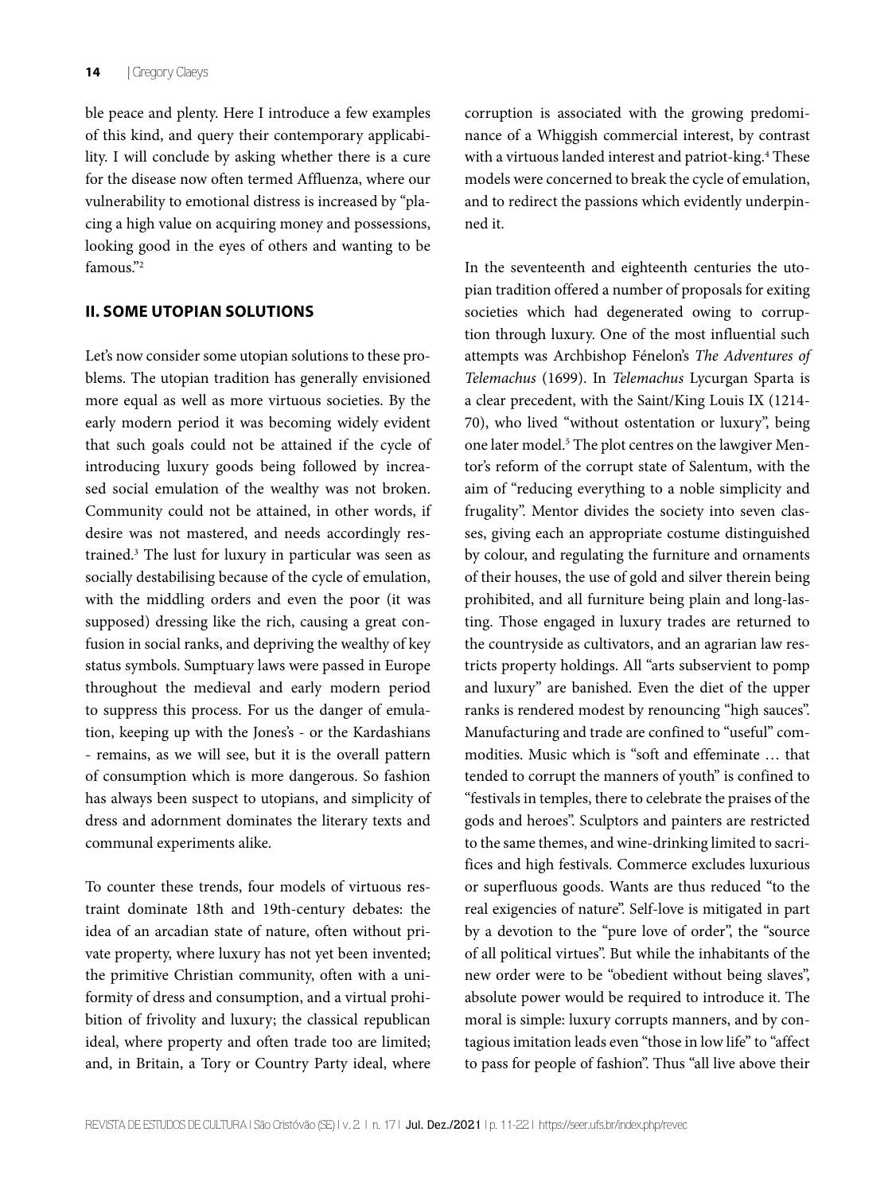ble peace and plenty. Here I introduce a few examples of this kind, and query their contemporary applicability. I will conclude by asking whether there is a cure for the disease now often termed Affluenza, where our vulnerability to emotional distress is increased by "placing a high value on acquiring money and possessions, looking good in the eyes of others and wanting to be famous."[2]

## II. SOME UTOPIAN SOLUTIONS

Let's now consider some utopian solutions to these problems. The utopian tradition has generally envisioned more equal as well as more virtuous societies. By the early modern period it was becoming widely evident that such goals could not be attained if the cycle of introducing luxury goods being followed by increased social emulation of the wealthy was not broken. Community could not be attained, in other words, if desire was not mastered, and needs accordingly restrained.[3] The lust for luxury in particular was seen as socially destabilising because of the cycle of emulation, with the middling orders and even the poor (it was supposed) dressing like the rich, causing a great confusion in social ranks, and depriving the wealthy of key status symbols. Sumptuary laws were passed in Europe throughout the medieval and early modern period to suppress this process. For us the danger of emulation, keeping up with the Jones's - or the Kardashians - remains, as we will see, but it is the overall pattern of consumption which is more dangerous. So fashion has always been suspect to utopians, and simplicity of dress and adornment dominates the literary texts and communal experiments alike.

To counter these trends, four models of virtuous restraint dominate 18th and 19th-century debates: the idea of an arcadian state of nature, often without private property, where luxury has not yet been invented; the primitive Christian community, often with a uniformity of dress and consumption, and a virtual prohibition of frivolity and luxury; the classical republican ideal, where property and often trade too are limited; and, in Britain, a Tory or Country Party ideal, where corruption is associated with the growing predominance of a Whiggish commercial interest, by contrast with a virtuous landed interest and patriot-king.[4] These models were concerned to break the cycle of emulation, and to redirect the passions which evidently underpinned it.

In the seventeenth and eighteenth centuries the utopian tradition offered a number of proposals for exiting societies which had degenerated owing to corruption through luxury. One of the most influential such attempts was Archbishop Fénelon's *The Adventures of Telemachus* (1699). In *Telemachus* Lycurgan Sparta is a clear precedent, with the Saint/King Louis IX (1214-70), who lived "without ostentation or luxury", being one later model.[5] The plot centres on the lawgiver Mentor's reform of the corrupt state of Salentum, with the aim of "reducing everything to a noble simplicity and frugality". Mentor divides the society into seven classes, giving each an appropriate costume distinguished by colour, and regulating the furniture and ornaments of their houses, the use of gold and silver therein being prohibited, and all furniture being plain and long-lasting. Those engaged in luxury trades are returned to the countryside as cultivators, and an agrarian law restricts property holdings. All "arts subservient to pomp and luxury" are banished. Even the diet of the upper ranks is rendered modest by renouncing "high sauces". Manufacturing and trade are confined to "useful" commodities. Music which is "soft and effeminate … that tended to corrupt the manners of youth" is confined to "festivals in temples, there to celebrate the praises of the gods and heroes". Sculptors and painters are restricted to the same themes, and wine-drinking limited to sacrifices and high festivals. Commerce excludes luxurious or superfluous goods. Wants are thus reduced "to the real exigencies of nature". Self-love is mitigated in part by a devotion to the "pure love of order", the "source of all political virtues". But while the inhabitants of the new order were to be "obedient without being slaves", absolute power would be required to introduce it. The moral is simple: luxury corrupts manners, and by contagious imitation leads even "those in low life" to "affect to pass for people of fashion". Thus "all live above their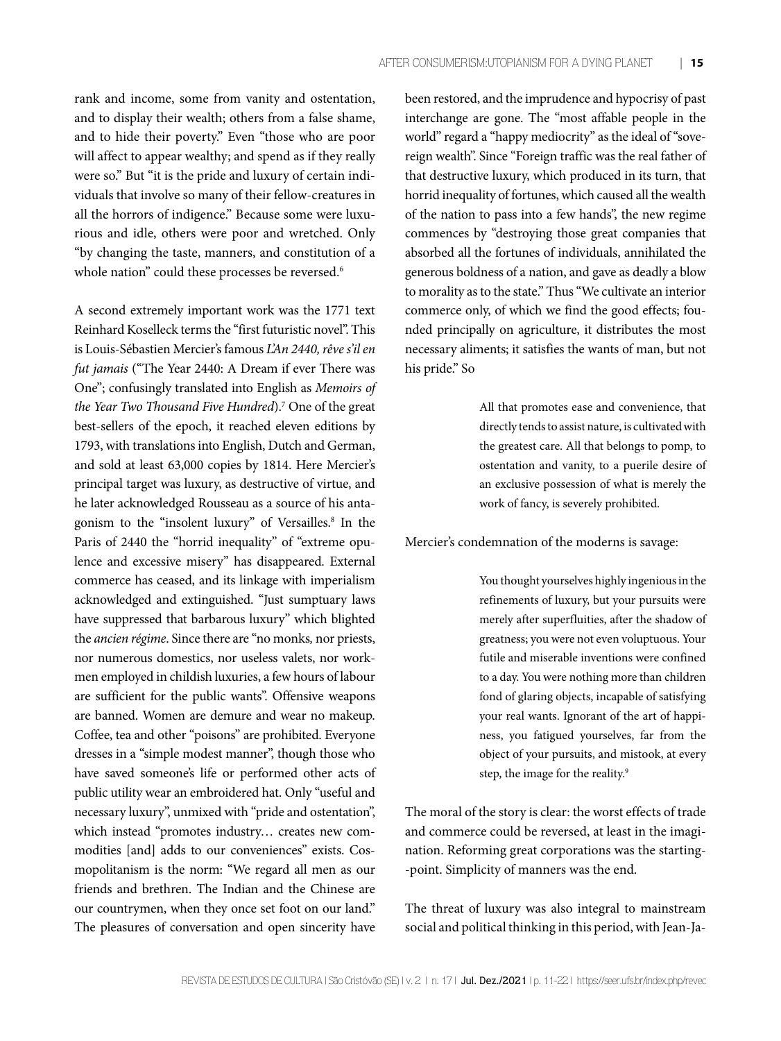rank and income, some from vanity and ostentation, and to display their wealth; others from a false shame, and to hide their poverty." Even "those who are poor will affect to appear wealthy; and spend as if they really were so." But "it is the pride and luxury of certain individuals that involve so many of their fellow-creatures in all the horrors of indigence." Because some were luxurious and idle, others were poor and wretched. Only "by changing the taste, manners, and constitution of a whole nation" could these processes be reversed.[6]

A second extremely important work was the 1771 text Reinhard Koselleck terms the "first futuristic novel". This is Louis-Sébastien Mercier's famous *L'An 2440, rêve s'il en fut jamais* ("The Year 2440: A Dream if ever There was One"; confusingly translated into English as *Memoirs of the Year Two Thousand Five Hundred*).[7] One of the great best-sellers of the epoch, it reached eleven editions by 1793, with translations into English, Dutch and German, and sold at least 63,000 copies by 1814. Here Mercier's principal target was luxury, as destructive of virtue, and he later acknowledged Rousseau as a source of his antagonism to the "insolent luxury" of Versailles.[8] In the Paris of 2440 the "horrid inequality" of "extreme opulence and excessive misery" has disappeared. External commerce has ceased, and its linkage with imperialism acknowledged and extinguished. "Just sumptuary laws have suppressed that barbarous luxury" which blighted the *ancien régime*. Since there are "no monks, nor priests, nor numerous domestics, nor useless valets, nor workmen employed in childish luxuries, a few hours of labour are sufficient for the public wants". Offensive weapons are banned. Women are demure and wear no makeup. Coffee, tea and other "poisons" are prohibited. Everyone dresses in a "simple modest manner", though those who have saved someone's life or performed other acts of public utility wear an embroidered hat. Only "useful and necessary luxury", unmixed with "pride and ostentation", which instead "promotes industry… creates new commodities [and] adds to our conveniences" exists. Cosmopolitanism is the norm: "We regard all men as our friends and brethren. The Indian and the Chinese are our countrymen, when they once set foot on our land." The pleasures of conversation and open sincerity have been restored, and the imprudence and hypocrisy of past interchange are gone. The "most affable people in the world" regard a "happy mediocrity" as the ideal of "sovereign wealth". Since "Foreign traffic was the real father of that destructive luxury, which produced in its turn, that horrid inequality of fortunes, which caused all the wealth of the nation to pass into a few hands", the new regime commences by "destroying those great companies that absorbed all the fortunes of individuals, annihilated the generous boldness of a nation, and gave as deadly a blow to morality as to the state." Thus "We cultivate an interior commerce only, of which we find the good effects; founded principally on agriculture, it distributes the most necessary aliments; it satisfies the wants of man, but not his pride." So

> All that promotes ease and convenience, that directly tends to assist nature, is cultivated with the greatest care. All that belongs to pomp, to ostentation and vanity, to a puerile desire of an exclusive possession of what is merely the work of fancy, is severely prohibited.

Mercier's condemnation of the moderns is savage:

> You thought yourselves highly ingenious in the refinements of luxury, but your pursuits were merely after superfluities, after the shadow of greatness; you were not even voluptuous. Your futile and miserable inventions were confined to a day. You were nothing more than children fond of glaring objects, incapable of satisfying your real wants. Ignorant of the art of happiness, you fatigued yourselves, far from the object of your pursuits, and mistook, at every step, the image for the reality.[9]

The moral of the story is clear: the worst effects of trade and commerce could be reversed, at least in the imagination. Reforming great corporations was the starting-point. Simplicity of manners was the end.

The threat of luxury was also integral to mainstream social and political thinking in this period, with Jean-Ja-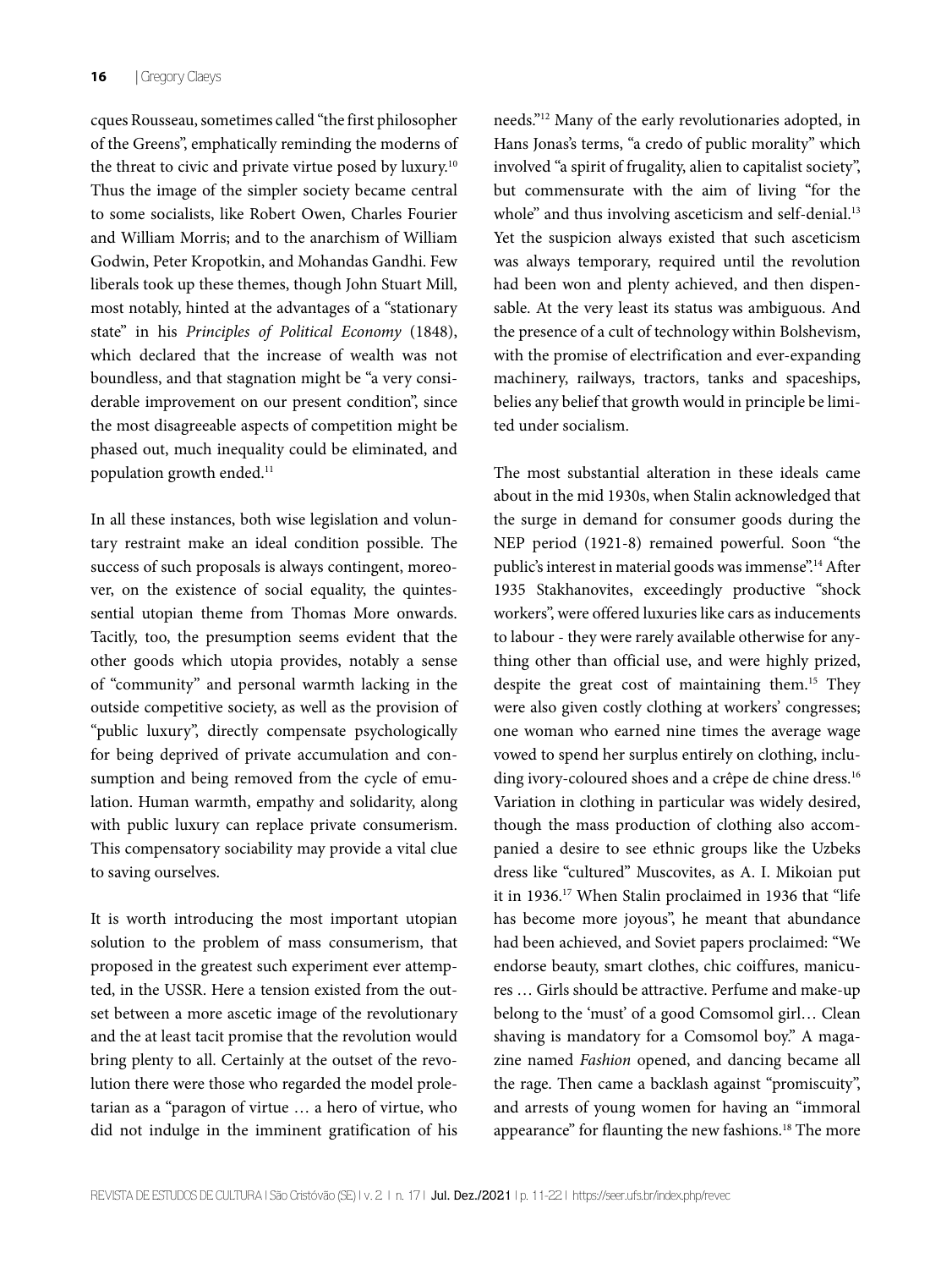cques Rousseau, sometimes called "the first philosopher of the Greens", emphatically reminding the moderns of the threat to civic and private virtue posed by luxury.[10] Thus the image of the simpler society became central to some socialists, like Robert Owen, Charles Fourier and William Morris; and to the anarchism of William Godwin, Peter Kropotkin, and Mohandas Gandhi. Few liberals took up these themes, though John Stuart Mill, most notably, hinted at the advantages of a "stationary state" in his *Principles of Political Economy* (1848), which declared that the increase of wealth was not boundless, and that stagnation might be "a very considerable improvement on our present condition", since the most disagreeable aspects of competition might be phased out, much inequality could be eliminated, and population growth ended.[11]

In all these instances, both wise legislation and voluntary restraint make an ideal condition possible. The success of such proposals is always contingent, moreover, on the existence of social equality, the quintessential utopian theme from Thomas More onwards. Tacitly, too, the presumption seems evident that the other goods which utopia provides, notably a sense of "community" and personal warmth lacking in the outside competitive society, as well as the provision of "public luxury", directly compensate psychologically for being deprived of private accumulation and consumption and being removed from the cycle of emulation. Human warmth, empathy and solidarity, along with public luxury can replace private consumerism. This compensatory sociability may provide a vital clue to saving ourselves.

It is worth introducing the most important utopian solution to the problem of mass consumerism, that proposed in the greatest such experiment ever attempted, in the USSR. Here a tension existed from the outset between a more ascetic image of the revolutionary and the at least tacit promise that the revolution would bring plenty to all. Certainly at the outset of the revolution there were those who regarded the model proletarian as a "paragon of virtue … a hero of virtue, who did not indulge in the imminent gratification of his needs."[12] Many of the early revolutionaries adopted, in Hans Jonas's terms, "a credo of public morality" which involved "a spirit of frugality, alien to capitalist society", but commensurate with the aim of living "for the whole" and thus involving asceticism and self-denial.[13] Yet the suspicion always existed that such asceticism was always temporary, required until the revolution had been won and plenty achieved, and then dispensable. At the very least its status was ambiguous. And the presence of a cult of technology within Bolshevism, with the promise of electrification and ever-expanding machinery, railways, tractors, tanks and spaceships, belies any belief that growth would in principle be limited under socialism.

The most substantial alteration in these ideals came about in the mid 1930s, when Stalin acknowledged that the surge in demand for consumer goods during the NEP period (1921-8) remained powerful. Soon "the public's interest in material goods was immense".[14] After 1935 Stakhanovites, exceedingly productive "shock workers", were offered luxuries like cars as inducements to labour - they were rarely available otherwise for anything other than official use, and were highly prized, despite the great cost of maintaining them.[15] They were also given costly clothing at workers' congresses; one woman who earned nine times the average wage vowed to spend her surplus entirely on clothing, including ivory-coloured shoes and a crêpe de chine dress.[16] Variation in clothing in particular was widely desired, though the mass production of clothing also accompanied a desire to see ethnic groups like the Uzbeks dress like "cultured" Muscovites, as A. I. Mikoian put it in 1936.[17] When Stalin proclaimed in 1936 that "life has become more joyous", he meant that abundance had been achieved, and Soviet papers proclaimed: "We endorse beauty, smart clothes, chic coiffures, manicures … Girls should be attractive. Perfume and make-up belong to the 'must' of a good Comsomol girl… Clean shaving is mandatory for a Comsomol boy." A magazine named *Fashion* opened, and dancing became all the rage. Then came a backlash against "promiscuity", and arrests of young women for having an "immoral appearance" for flaunting the new fashions.[18] The more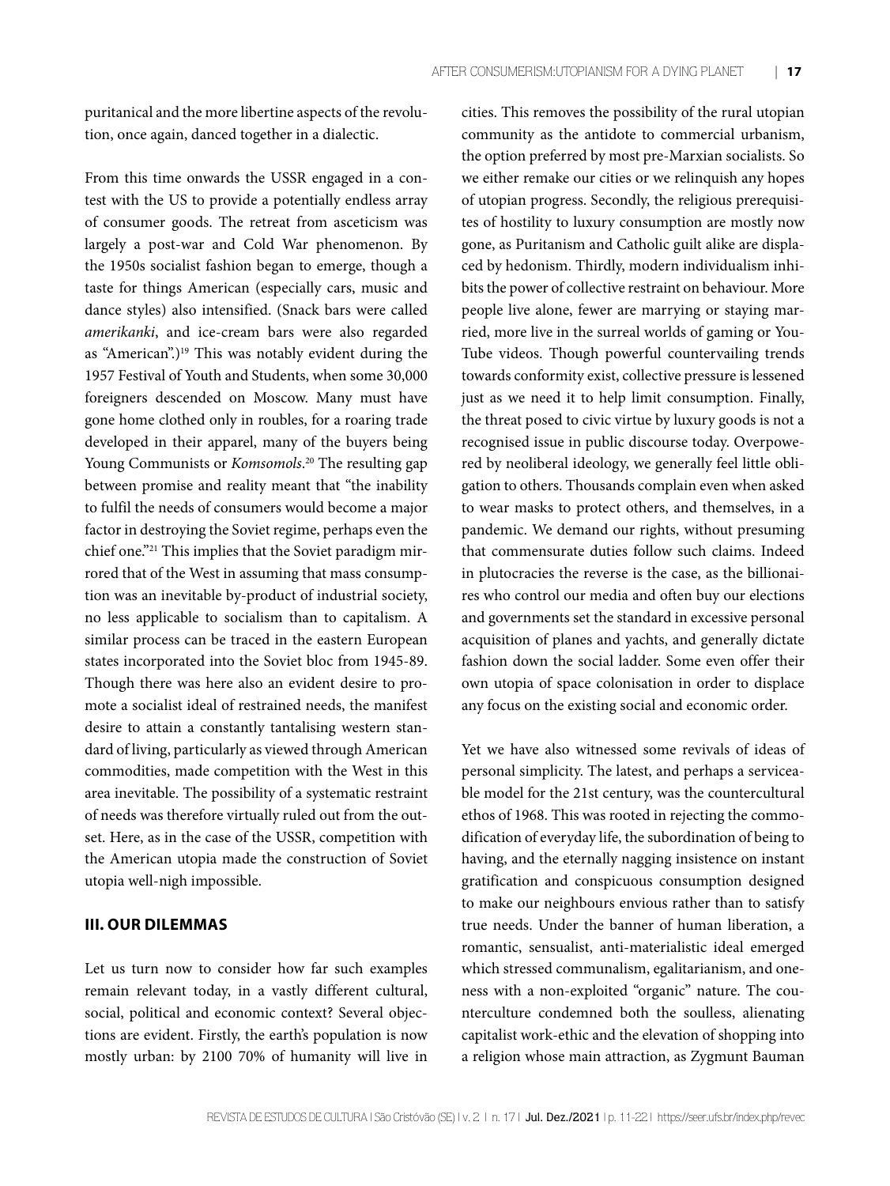puritanical and the more libertine aspects of the revolution, once again, danced together in a dialectic.

From this time onwards the USSR engaged in a contest with the US to provide a potentially endless array of consumer goods. The retreat from asceticism was largely a post-war and Cold War phenomenon. By the 1950s socialist fashion began to emerge, though a taste for things American (especially cars, music and dance styles) also intensified. (Snack bars were called *amerikanki*, and ice-cream bars were also regarded as "American".)[19] This was notably evident during the 1957 Festival of Youth and Students, when some 30,000 foreigners descended on Moscow. Many must have gone home clothed only in roubles, for a roaring trade developed in their apparel, many of the buyers being Young Communists or *Komsomols*.[20] The resulting gap between promise and reality meant that "the inability to fulfil the needs of consumers would become a major factor in destroying the Soviet regime, perhaps even the chief one."[21] This implies that the Soviet paradigm mirrored that of the West in assuming that mass consumption was an inevitable by-product of industrial society, no less applicable to socialism than to capitalism. A similar process can be traced in the eastern European states incorporated into the Soviet bloc from 1945-89. Though there was here also an evident desire to promote a socialist ideal of restrained needs, the manifest desire to attain a constantly tantalising western standard of living, particularly as viewed through American commodities, made competition with the West in this area inevitable. The possibility of a systematic restraint of needs was therefore virtually ruled out from the outset. Here, as in the case of the USSR, competition with the American utopia made the construction of Soviet utopia well-nigh impossible.

## III. OUR DILEMMAS

Let us turn now to consider how far such examples remain relevant today, in a vastly different cultural, social, political and economic context? Several objections are evident. Firstly, the earth's population is now mostly urban: by 2100 70% of humanity will live in cities. This removes the possibility of the rural utopian community as the antidote to commercial urbanism, the option preferred by most pre-Marxian socialists. So we either remake our cities or we relinquish any hopes of utopian progress. Secondly, the religious prerequisites of hostility to luxury consumption are mostly now gone, as Puritanism and Catholic guilt alike are displaced by hedonism. Thirdly, modern individualism inhibits the power of collective restraint on behaviour. More people live alone, fewer are marrying or staying married, more live in the surreal worlds of gaming or YouTube videos. Though powerful countervailing trends towards conformity exist, collective pressure is lessened just as we need it to help limit consumption. Finally, the threat posed to civic virtue by luxury goods is not a recognised issue in public discourse today. Overpowered by neoliberal ideology, we generally feel little obligation to others. Thousands complain even when asked to wear masks to protect others, and themselves, in a pandemic. We demand our rights, without presuming that commensurate duties follow such claims. Indeed in plutocracies the reverse is the case, as the billionaires who control our media and often buy our elections and governments set the standard in excessive personal acquisition of planes and yachts, and generally dictate fashion down the social ladder. Some even offer their own utopia of space colonisation in order to displace any focus on the existing social and economic order.

Yet we have also witnessed some revivals of ideas of personal simplicity. The latest, and perhaps a serviceable model for the 21st century, was the countercultural ethos of 1968. This was rooted in rejecting the commodification of everyday life, the subordination of being to having, and the eternally nagging insistence on instant gratification and conspicuous consumption designed to make our neighbours envious rather than to satisfy true needs. Under the banner of human liberation, a romantic, sensualist, anti-materialistic ideal emerged which stressed communalism, egalitarianism, and oneness with a non-exploited "organic" nature. The counterculture condemned both the soulless, alienating capitalist work-ethic and the elevation of shopping into a religion whose main attraction, as Zygmunt Bauman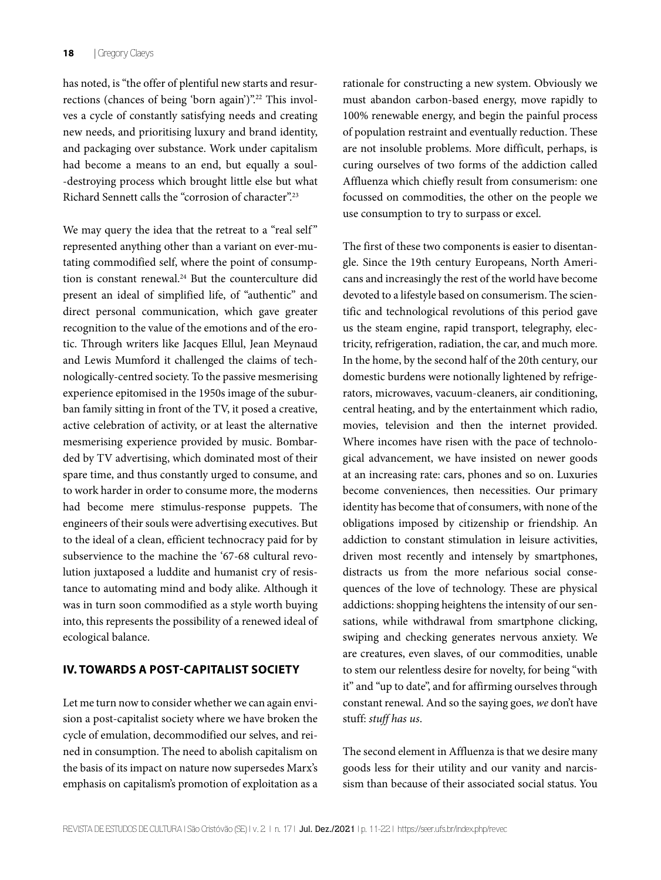has noted, is "the offer of plentiful new starts and resurrections (chances of being 'born again')".[22] This involves a cycle of constantly satisfying needs and creating new needs, and prioritising luxury and brand identity, and packaging over substance. Work under capitalism had become a means to an end, but equally a soul-destroying process which brought little else but what Richard Sennett calls the "corrosion of character".[23]

We may query the idea that the retreat to a "real self" represented anything other than a variant on ever-mutating commodified self, where the point of consumption is constant renewal.[24] But the counterculture did present an ideal of simplified life, of "authentic" and direct personal communication, which gave greater recognition to the value of the emotions and of the erotic. Through writers like Jacques Ellul, Jean Meynaud and Lewis Mumford it challenged the claims of technologically-centred society. To the passive mesmerising experience epitomised in the 1950s image of the suburban family sitting in front of the TV, it posed a creative, active celebration of activity, or at least the alternative mesmerising experience provided by music. Bombarded by TV advertising, which dominated most of their spare time, and thus constantly urged to consume, and to work harder in order to consume more, the moderns had become mere stimulus-response puppets. The engineers of their souls were advertising executives. But to the ideal of a clean, efficient technocracy paid for by subservience to the machine the '67-68 cultural revolution juxtaposed a luddite and humanist cry of resistance to automating mind and body alike. Although it was in turn soon commodified as a style worth buying into, this represents the possibility of a renewed ideal of ecological balance.

## IV. TOWARDS A POST-CAPITALIST SOCIETY

Let me turn now to consider whether we can again envision a post-capitalist society where we have broken the cycle of emulation, decommodified our selves, and reined in consumption. The need to abolish capitalism on the basis of its impact on nature now supersedes Marx's emphasis on capitalism's promotion of exploitation as a rationale for constructing a new system. Obviously we must abandon carbon-based energy, move rapidly to 100% renewable energy, and begin the painful process of population restraint and eventually reduction. These are not insoluble problems. More difficult, perhaps, is curing ourselves of two forms of the addiction called Affluenza which chiefly result from consumerism: one focussed on commodities, the other on the people we use consumption to try to surpass or excel.

The first of these two components is easier to disentangle. Since the 19th century Europeans, North Americans and increasingly the rest of the world have become devoted to a lifestyle based on consumerism. The scientific and technological revolutions of this period gave us the steam engine, rapid transport, telegraphy, electricity, refrigeration, radiation, the car, and much more. In the home, by the second half of the 20th century, our domestic burdens were notionally lightened by refrigerators, microwaves, vacuum-cleaners, air conditioning, central heating, and by the entertainment which radio, movies, television and then the internet provided. Where incomes have risen with the pace of technological advancement, we have insisted on newer goods at an increasing rate: cars, phones and so on. Luxuries become conveniences, then necessities. Our primary identity has become that of consumers, with none of the obligations imposed by citizenship or friendship. An addiction to constant stimulation in leisure activities, driven most recently and intensely by smartphones, distracts us from the more nefarious social consequences of the love of technology. These are physical addictions: shopping heightens the intensity of our sensations, while withdrawal from smartphone clicking, swiping and checking generates nervous anxiety. We are creatures, even slaves, of our commodities, unable to stem our relentless desire for novelty, for being "with it" and "up to date", and for affirming ourselves through constant renewal. And so the saying goes, *we* don't have stuff: *stuff has us*.

The second element in Affluenza is that we desire many goods less for their utility and our vanity and narcissism than because of their associated social status. You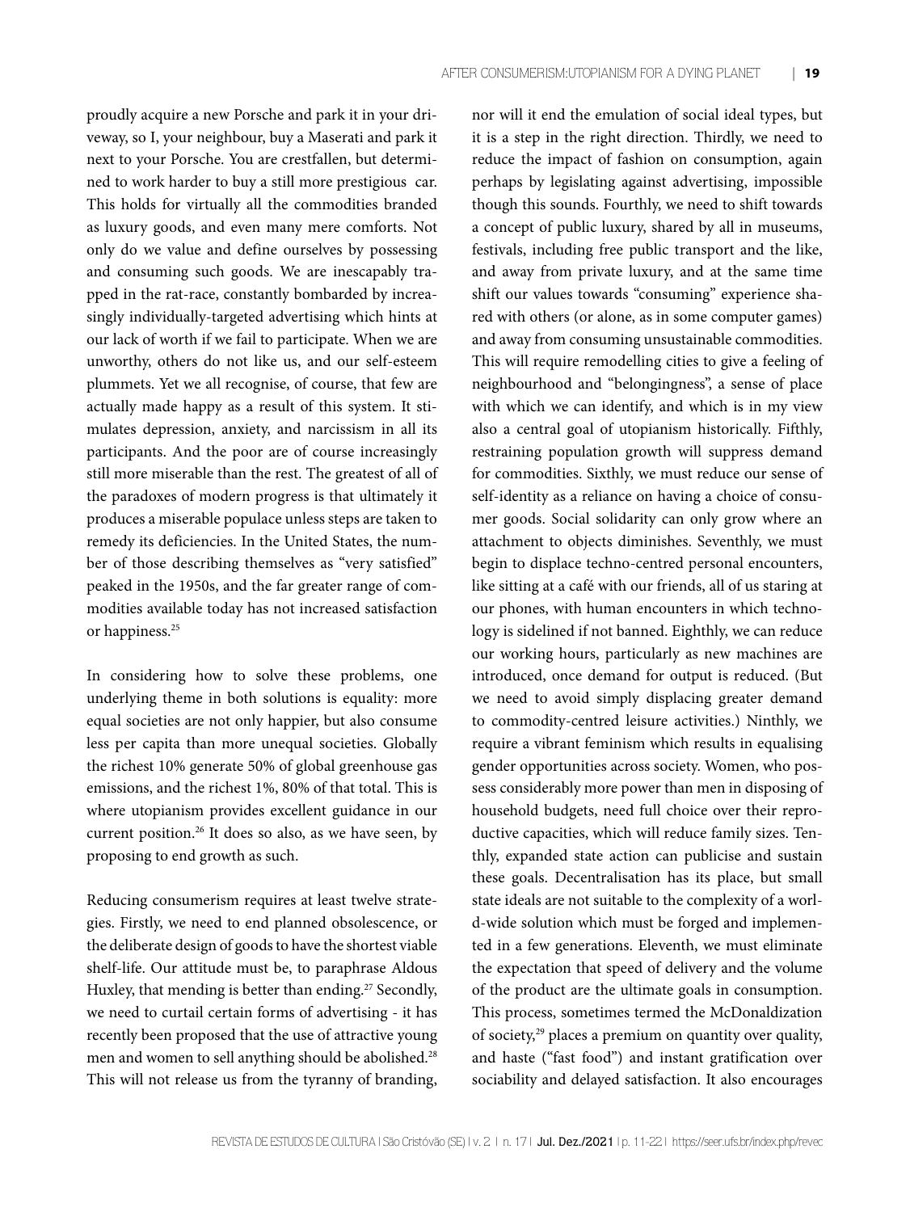proudly acquire a new Porsche and park it in your driveway, so I, your neighbour, buy a Maserati and park it next to your Porsche. You are crestfallen, but determined to work harder to buy a still more prestigious car. This holds for virtually all the commodities branded as luxury goods, and even many mere comforts. Not only do we value and define ourselves by possessing and consuming such goods. We are inescapably trapped in the rat-race, constantly bombarded by increasingly individually-targeted advertising which hints at our lack of worth if we fail to participate. When we are unworthy, others do not like us, and our self-esteem plummets. Yet we all recognise, of course, that few are actually made happy as a result of this system. It stimulates depression, anxiety, and narcissism in all its participants. And the poor are of course increasingly still more miserable than the rest. The greatest of all of the paradoxes of modern progress is that ultimately it produces a miserable populace unless steps are taken to remedy its deficiencies. In the United States, the number of those describing themselves as "very satisfied" peaked in the 1950s, and the far greater range of commodities available today has not increased satisfaction or happiness.[25]

In considering how to solve these problems, one underlying theme in both solutions is equality: more equal societies are not only happier, but also consume less per capita than more unequal societies. Globally the richest 10% generate 50% of global greenhouse gas emissions, and the richest 1%, 80% of that total. This is where utopianism provides excellent guidance in our current position.[26] It does so also, as we have seen, by proposing to end growth as such.

Reducing consumerism requires at least twelve strategies. Firstly, we need to end planned obsolescence, or the deliberate design of goods to have the shortest viable shelf-life. Our attitude must be, to paraphrase Aldous Huxley, that mending is better than ending.[27] Secondly, we need to curtail certain forms of advertising - it has recently been proposed that the use of attractive young men and women to sell anything should be abolished.[28] This will not release us from the tyranny of branding, nor will it end the emulation of social ideal types, but it is a step in the right direction. Thirdly, we need to reduce the impact of fashion on consumption, again perhaps by legislating against advertising, impossible though this sounds. Fourthly, we need to shift towards a concept of public luxury, shared by all in museums, festivals, including free public transport and the like, and away from private luxury, and at the same time shift our values towards "consuming" experience shared with others (or alone, as in some computer games) and away from consuming unsustainable commodities. This will require remodelling cities to give a feeling of neighbourhood and "belongingness", a sense of place with which we can identify, and which is in my view also a central goal of utopianism historically. Fifthly, restraining population growth will suppress demand for commodities. Sixthly, we must reduce our sense of self-identity as a reliance on having a choice of consumer goods. Social solidarity can only grow where an attachment to objects diminishes. Seventhly, we must begin to displace techno-centred personal encounters, like sitting at a café with our friends, all of us staring at our phones, with human encounters in which technology is sidelined if not banned. Eighthly, we can reduce our working hours, particularly as new machines are introduced, once demand for output is reduced. (But we need to avoid simply displacing greater demand to commodity-centred leisure activities.) Ninthly, we require a vibrant feminism which results in equalising gender opportunities across society. Women, who possess considerably more power than men in disposing of household budgets, need full choice over their reproductive capacities, which will reduce family sizes. Tenthly, expanded state action can publicise and sustain these goals. Decentralisation has its place, but small state ideals are not suitable to the complexity of a world-wide solution which must be forged and implemented in a few generations. Eleventh, we must eliminate the expectation that speed of delivery and the volume of the product are the ultimate goals in consumption. This process, sometimes termed the McDonaldization of society,[29] places a premium on quantity over quality, and haste ("fast food") and instant gratification over sociability and delayed satisfaction. It also encourages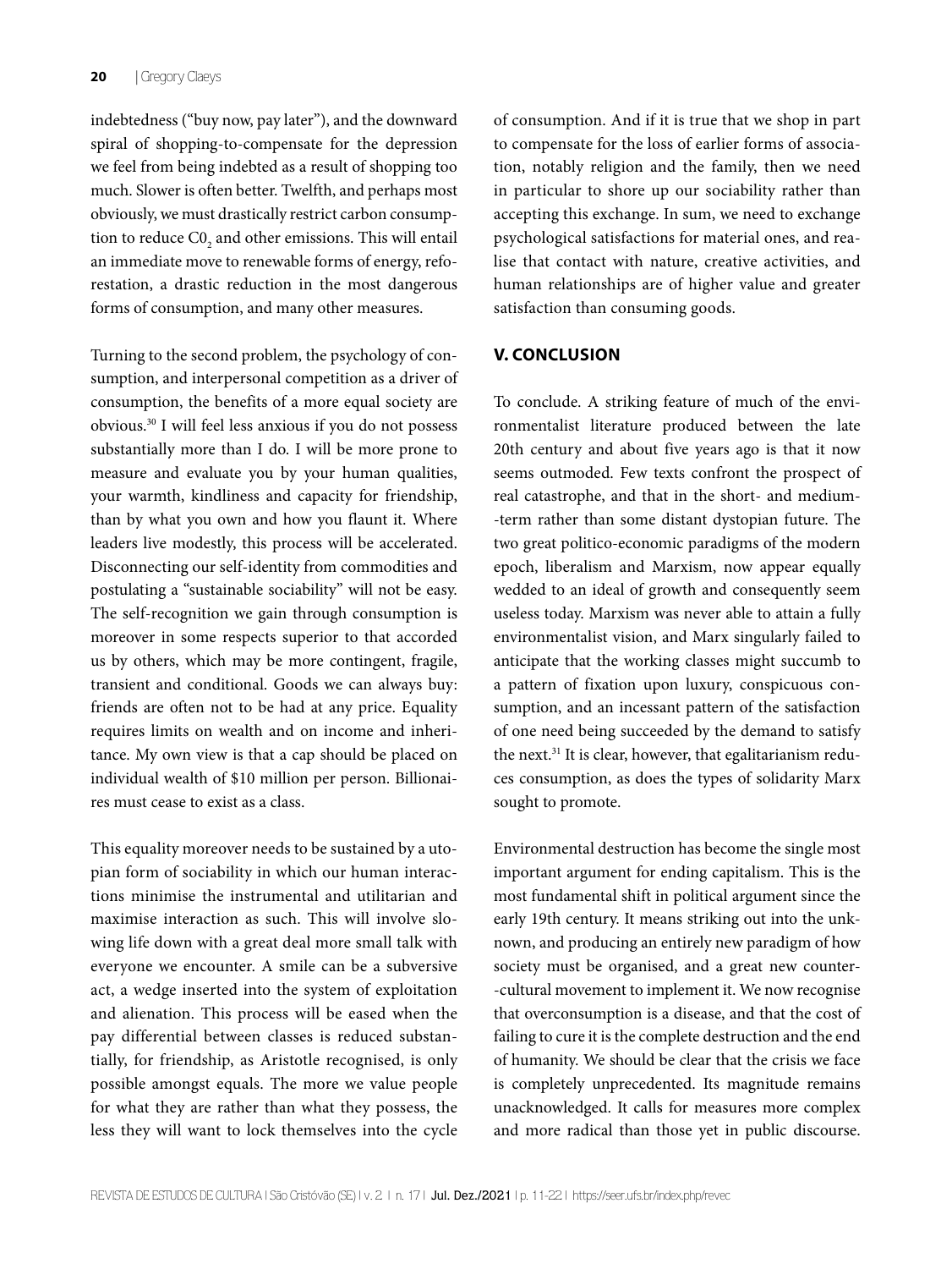indebtedness ("buy now, pay later"), and the downward spiral of shopping-to-compensate for the depression we feel from being indebted as a result of shopping too much. Slower is often better. Twelfth, and perhaps most obviously, we must drastically restrict carbon consumption to reduce $C0_2$ and other emissions. This will entail an immediate move to renewable forms of energy, reforestation, a drastic reduction in the most dangerous forms of consumption, and many other measures.

Turning to the second problem, the psychology of consumption, and interpersonal competition as a driver of consumption, the benefits of a more equal society are obvious.[30] I will feel less anxious if you do not possess substantially more than I do. I will be more prone to measure and evaluate you by your human qualities, your warmth, kindliness and capacity for friendship, than by what you own and how you flaunt it. Where leaders live modestly, this process will be accelerated. Disconnecting our self-identity from commodities and postulating a "sustainable sociability" will not be easy. The self-recognition we gain through consumption is moreover in some respects superior to that accorded us by others, which may be more contingent, fragile, transient and conditional. Goods we can always buy: friends are often not to be had at any price. Equality requires limits on wealth and on income and inheritance. My own view is that a cap should be placed on individual wealth of $10 million per person. Billionaires must cease to exist as a class.

This equality moreover needs to be sustained by a utopian form of sociability in which our human interactions minimise the instrumental and utilitarian and maximise interaction as such. This will involve slowing life down with a great deal more small talk with everyone we encounter. A smile can be a subversive act, a wedge inserted into the system of exploitation and alienation. This process will be eased when the pay differential between classes is reduced substantially, for friendship, as Aristotle recognised, is only possible amongst equals. The more we value people for what they are rather than what they possess, the less they will want to lock themselves into the cycle of consumption. And if it is true that we shop in part to compensate for the loss of earlier forms of association, notably religion and the family, then we need in particular to shore up our sociability rather than accepting this exchange. In sum, we need to exchange psychological satisfactions for material ones, and realise that contact with nature, creative activities, and human relationships are of higher value and greater satisfaction than consuming goods.

## V. CONCLUSION

To conclude. A striking feature of much of the environmentalist literature produced between the late 20th century and about five years ago is that it now seems outmoded. Few texts confront the prospect of real catastrophe, and that in the short- and medium-term rather than some distant dystopian future. The two great politico-economic paradigms of the modern epoch, liberalism and Marxism, now appear equally wedded to an ideal of growth and consequently seem useless today. Marxism was never able to attain a fully environmentalist vision, and Marx singularly failed to anticipate that the working classes might succumb to a pattern of fixation upon luxury, conspicuous consumption, and an incessant pattern of the satisfaction of one need being succeeded by the demand to satisfy the next.[31] It is clear, however, that egalitarianism reduces consumption, as does the types of solidarity Marx sought to promote.

Environmental destruction has become the single most important argument for ending capitalism. This is the most fundamental shift in political argument since the early 19th century. It means striking out into the unknown, and producing an entirely new paradigm of how society must be organised, and a great new counter-cultural movement to implement it. We now recognise that overconsumption is a disease, and that the cost of failing to cure it is the complete destruction and the end of humanity. We should be clear that the crisis we face is completely unprecedented. Its magnitude remains unacknowledged. It calls for measures more complex and more radical than those yet in public discourse.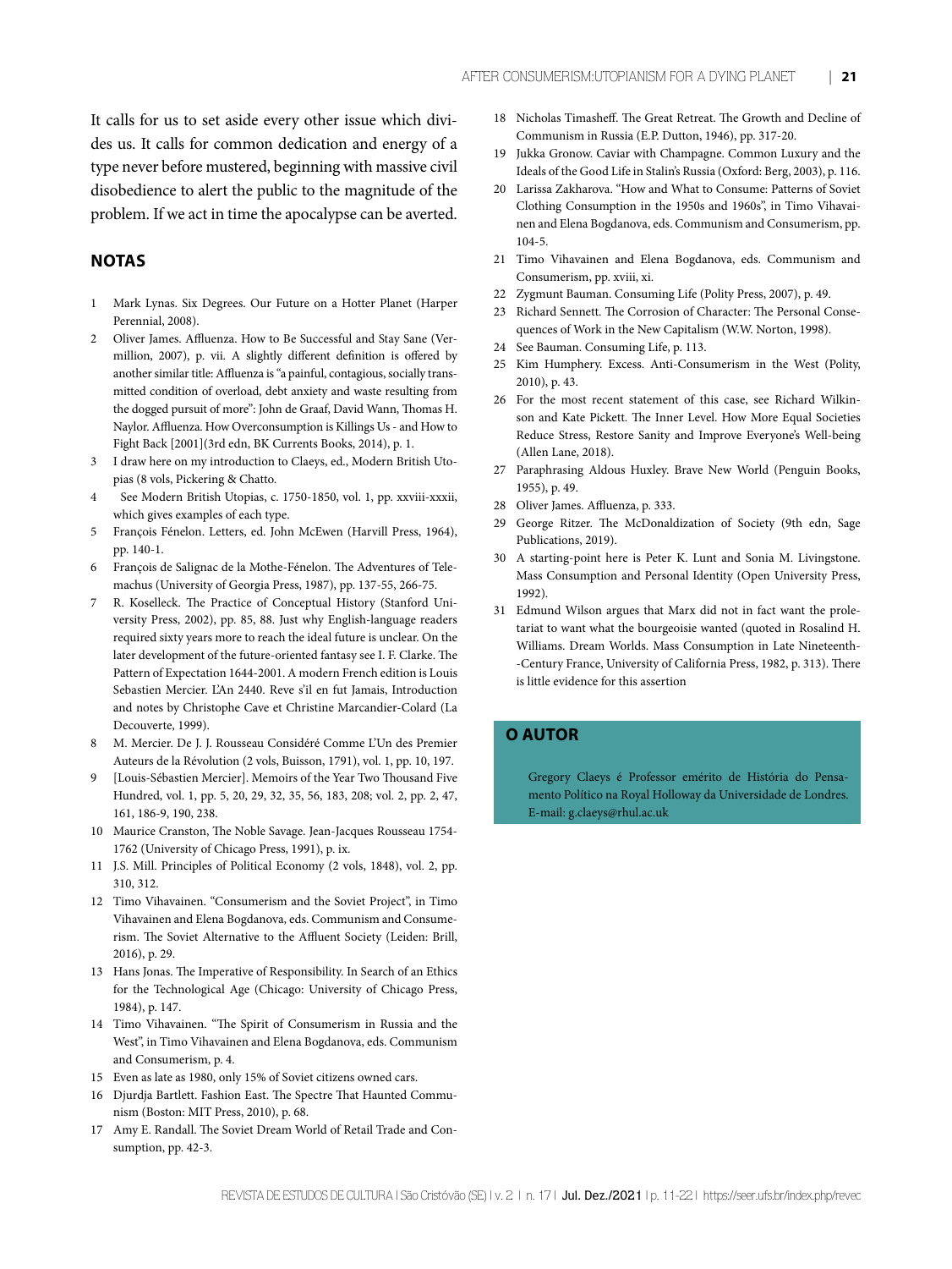It calls for us to set aside every other issue which divides us. It calls for common dedication and energy of a type never before mustered, beginning with massive civil disobedience to alert the public to the magnitude of the problem. If we act in time the apocalypse can be averted.

## NOTAS

1. Mark Lynas. Six Degrees. Our Future on a Hotter Planet (Harper Perennial, 2008).
2. Oliver James. Affluenza. How to Be Successful and Stay Sane (Vermillion, 2007), p. vii. A slightly different definition is offered by another similar title: Affluenza is "a painful, contagious, socially transmitted condition of overload, debt anxiety and waste resulting from the dogged pursuit of more": John de Graaf, David Wann, Thomas H. Naylor. Affluenza. How Overconsumption is Killings Us - and How to Fight Back [2001](3rd edn, BK Currents Books, 2014), p. 1.
3. I draw here on my introduction to Claeys, ed., Modern British Utopias (8 vols, Pickering & Chatto.
4. See Modern British Utopias, c. 1750-1850, vol. 1, pp. xxviii-xxxii, which gives examples of each type.
5. François Fénelon. Letters, ed. John McEwen (Harvill Press, 1964), pp. 140-1.
6. François de Salignac de la Mothe-Fénelon. The Adventures of Telemachus (University of Georgia Press, 1987), pp. 137-55, 266-75.
7. R. Koselleck. The Practice of Conceptual History (Stanford University Press, 2002), pp. 85, 88. Just why English-language readers required sixty years more to reach the ideal future is unclear. On the later development of the future-oriented fantasy see I. F. Clarke. The Pattern of Expectation 1644-2001. A modern French edition is Louis Sebastien Mercier. L'An 2440. Reve s'il en fut Jamais, Introduction and notes by Christophe Cave et Christine Marcandier-Colard (La Decouverte, 1999).
8. M. Mercier. De J. J. Rousseau Considéré Comme L'Un des Premier Auteurs de la Révolution (2 vols, Buisson, 1791), vol. 1, pp. 10, 197.
9. [Louis-Sébastien Mercier]. Memoirs of the Year Two Thousand Five Hundred, vol. 1, pp. 5, 20, 29, 32, 35, 56, 183, 208; vol. 2, pp. 2, 47, 161, 186-9, 190, 238.
10. Maurice Cranston, The Noble Savage. Jean-Jacques Rousseau 1754-1762 (University of Chicago Press, 1991), p. ix.
11. J.S. Mill. Principles of Political Economy (2 vols, 1848), vol. 2, pp. 310, 312.
12. Timo Vihavainen. "Consumerism and the Soviet Project", in Timo Vihavainen and Elena Bogdanova, eds. Communism and Consumerism. The Soviet Alternative to the Affluent Society (Leiden: Brill, 2016), p. 29.
13. Hans Jonas. The Imperative of Responsibility. In Search of an Ethics for the Technological Age (Chicago: University of Chicago Press, 1984), p. 147.
14. Timo Vihavainen. "The Spirit of Consumerism in Russia and the West", in Timo Vihavainen and Elena Bogdanova, eds. Communism and Consumerism, p. 4.
15. Even as late as 1980, only 15% of Soviet citizens owned cars.
16. Djurdja Bartlett. Fashion East. The Spectre That Haunted Communism (Boston: MIT Press, 2010), p. 68.
17. Amy E. Randall. The Soviet Dream World of Retail Trade and Consumption, pp. 42-3.
18. Nicholas Timasheff. The Great Retreat. The Growth and Decline of Communism in Russia (E.P. Dutton, 1946), pp. 317-20.
19. Jukka Gronow. Caviar with Champagne. Common Luxury and the Ideals of the Good Life in Stalin's Russia (Oxford: Berg, 2003), p. 116.
20. Larissa Zakharova. "How and What to Consume: Patterns of Soviet Clothing Consumption in the 1950s and 1960s", in Timo Vihavainen and Elena Bogdanova, eds. Communism and Consumerism, pp. 104-5.
21. Timo Vihavainen and Elena Bogdanova, eds. Communism and Consumerism, pp. xviii, xi.
22. Zygmunt Bauman. Consuming Life (Polity Press, 2007), p. 49.
23. Richard Sennett. The Corrosion of Character: The Personal Consequences of Work in the New Capitalism (W.W. Norton, 1998).
24. See Bauman. Consuming Life, p. 113.
25. Kim Humphery. Excess. Anti-Consumerism in the West (Polity, 2010), p. 43.
26. For the most recent statement of this case, see Richard Wilkinson and Kate Pickett. The Inner Level. How More Equal Societies Reduce Stress, Restore Sanity and Improve Everyone's Well-being (Allen Lane, 2018).
27. Paraphrasing Aldous Huxley. Brave New World (Penguin Books, 1955), p. 49.
28. Oliver James. Affluenza, p. 333.
29. George Ritzer. The McDonaldization of Society (9th edn, Sage Publications, 2019).
30. A starting-point here is Peter K. Lunt and Sonia M. Livingstone. Mass Consumption and Personal Identity (Open University Press, 1992).
31. Edmund Wilson argues that Marx did not in fact want the proletariat to want what the bourgeoisie wanted (quoted in Rosalind H. Williams. Dream Worlds. Mass Consumption in Late Nineteenth--Century France, University of California Press, 1982, p. 313). There is little evidence for this assertion

## O AUTOR

Gregory Claeys é Professor emérito de História do Pensamento Político na Royal Holloway da Universidade de Londres. E-mail: g.claeys@rhul.ac.uk